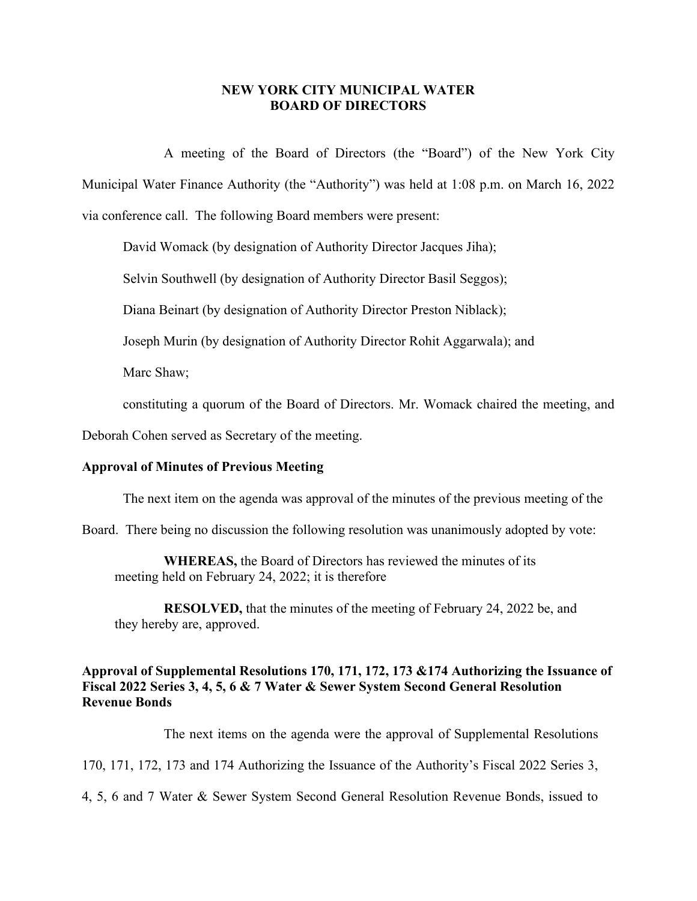# NEW YORK CITY MUNICIPAL WATER
# BOARD OF DIRECTORS

A meeting of the Board of Directors (the "Board") of the New York City Municipal Water Finance Authority (the "Authority") was held at 1:08 p.m. on March 16, 2022 via conference call. The following Board members were present:

David Womack (by designation of Authority Director Jacques Jiha);

Selvin Southwell (by designation of Authority Director Basil Seggos);

Diana Beinart (by designation of Authority Director Preston Niblack);

Joseph Murin (by designation of Authority Director Rohit Aggarwala); and

Marc Shaw;

constituting a quorum of the Board of Directors. Mr. Womack chaired the meeting, and Deborah Cohen served as Secretary of the meeting.

**Approval of Minutes of Previous Meeting**

The next item on the agenda was approval of the minutes of the previous meeting of the Board. There being no discussion the following resolution was unanimously adopted by vote:

> **WHEREAS,** the Board of Directors has reviewed the minutes of its meeting held on February 24, 2022; it is therefore
>
> **RESOLVED,** that the minutes of the meeting of February 24, 2022 be, and they hereby are, approved.

**Approval of Supplemental Resolutions 170, 171, 172, 173 &174 Authorizing the Issuance of Fiscal 2022 Series 3, 4, 5, 6 & 7 Water & Sewer System Second General Resolution Revenue Bonds**

The next items on the agenda were the approval of Supplemental Resolutions 170, 171, 172, 173 and 174 Authorizing the Issuance of the Authority's Fiscal 2022 Series 3, 4, 5, 6 and 7 Water & Sewer System Second General Resolution Revenue Bonds, issued to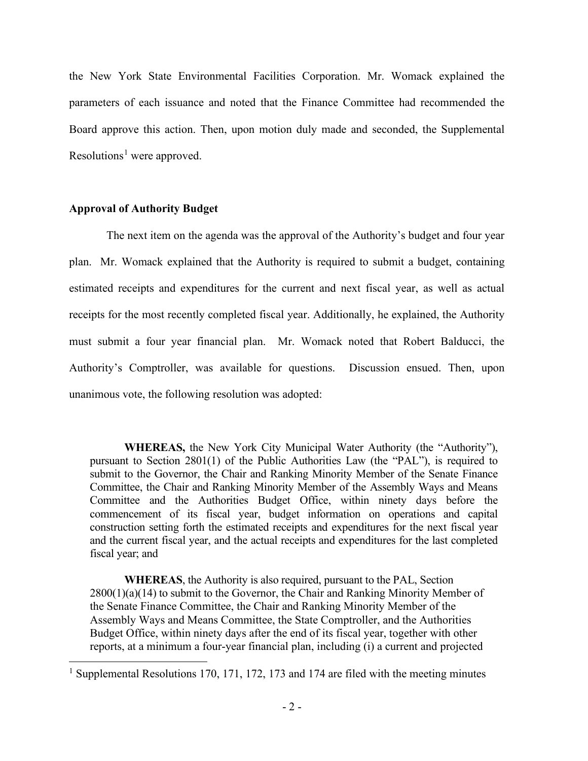the New York State Environmental Facilities Corporation. Mr. Womack explained the parameters of each issuance and noted that the Finance Committee had recommended the Board approve this action. Then, upon motion duly made and seconded, the Supplemental Resolutions[1] were approved.

**Approval of Authority Budget**

The next item on the agenda was the approval of the Authority's budget and four year plan. Mr. Womack explained that the Authority is required to submit a budget, containing estimated receipts and expenditures for the current and next fiscal year, as well as actual receipts for the most recently completed fiscal year. Additionally, he explained, the Authority must submit a four year financial plan. Mr. Womack noted that Robert Balducci, the Authority's Comptroller, was available for questions. Discussion ensued. Then, upon unanimous vote, the following resolution was adopted:

> **WHEREAS,** the New York City Municipal Water Authority (the "Authority"), pursuant to Section 2801(1) of the Public Authorities Law (the "PAL"), is required to submit to the Governor, the Chair and Ranking Minority Member of the Senate Finance Committee, the Chair and Ranking Minority Member of the Assembly Ways and Means Committee and the Authorities Budget Office, within ninety days before the commencement of its fiscal year, budget information on operations and capital construction setting forth the estimated receipts and expenditures for the next fiscal year and the current fiscal year, and the actual receipts and expenditures for the last completed fiscal year; and
>
> **WHEREAS**, the Authority is also required, pursuant to the PAL, Section 2800(1)(a)(14) to submit to the Governor, the Chair and Ranking Minority Member of the Senate Finance Committee, the Chair and Ranking Minority Member of the Assembly Ways and Means Committee, the State Comptroller, and the Authorities Budget Office, within ninety days after the end of its fiscal year, together with other reports, at a minimum a four-year financial plan, including (i) a current and projected

[1] Supplemental Resolutions 170, 171, 172, 173 and 174 are filed with the meeting minutes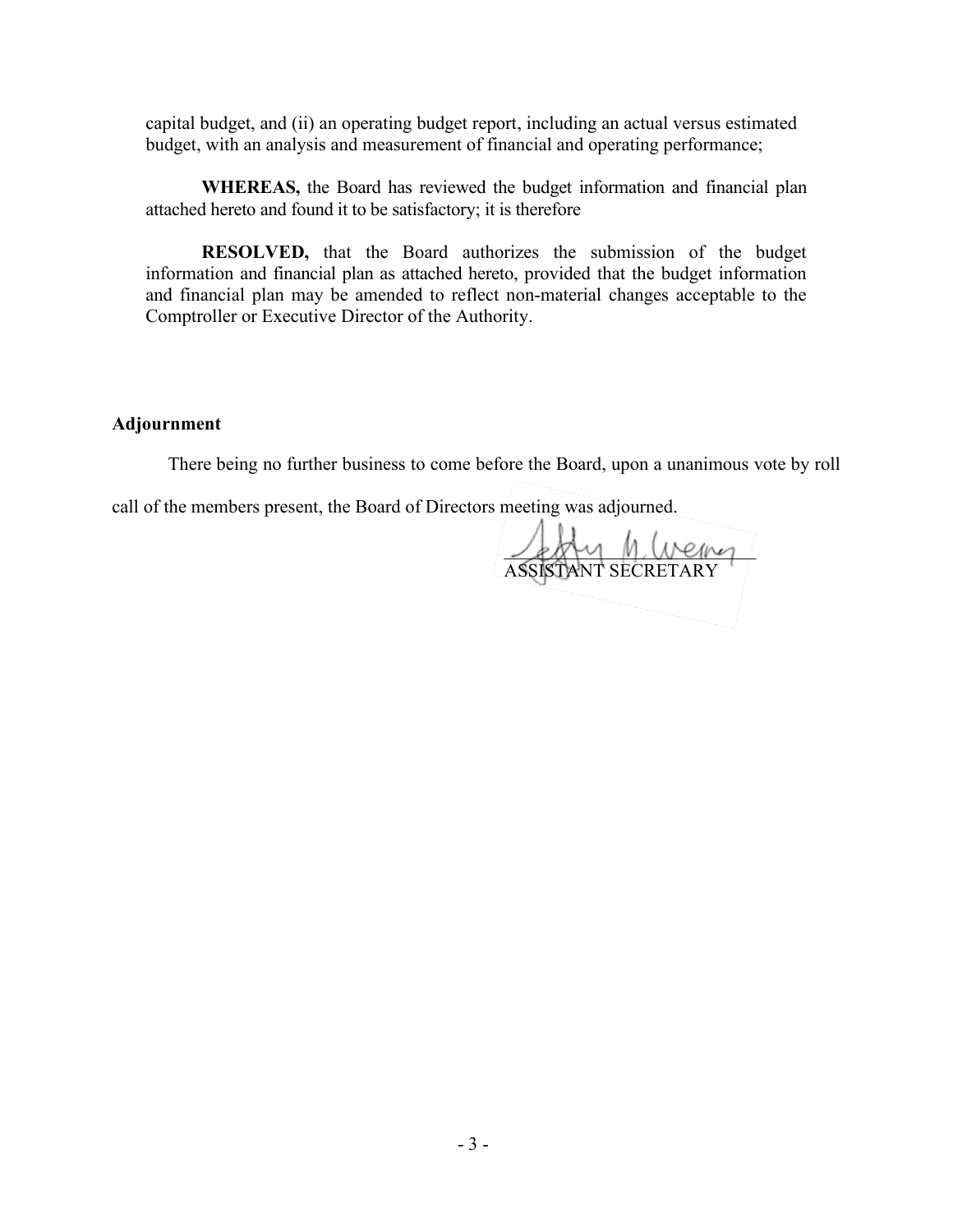capital budget, and (ii) an operating budget report, including an actual versus estimated budget, with an analysis and measurement of financial and operating performance;

**WHEREAS,** the Board has reviewed the budget information and financial plan attached hereto and found it to be satisfactory; it is therefore

**RESOLVED,** that the Board authorizes the submission of the budget information and financial plan as attached hereto, provided that the budget information and financial plan may be amended to reflect non-material changes acceptable to the Comptroller or Executive Director of the Authority.

**Adjournment**

There being no further business to come before the Board, upon a unanimous vote by roll call of the members present, the Board of Directors meeting was adjourned.

ASSISTANT SECRETARY